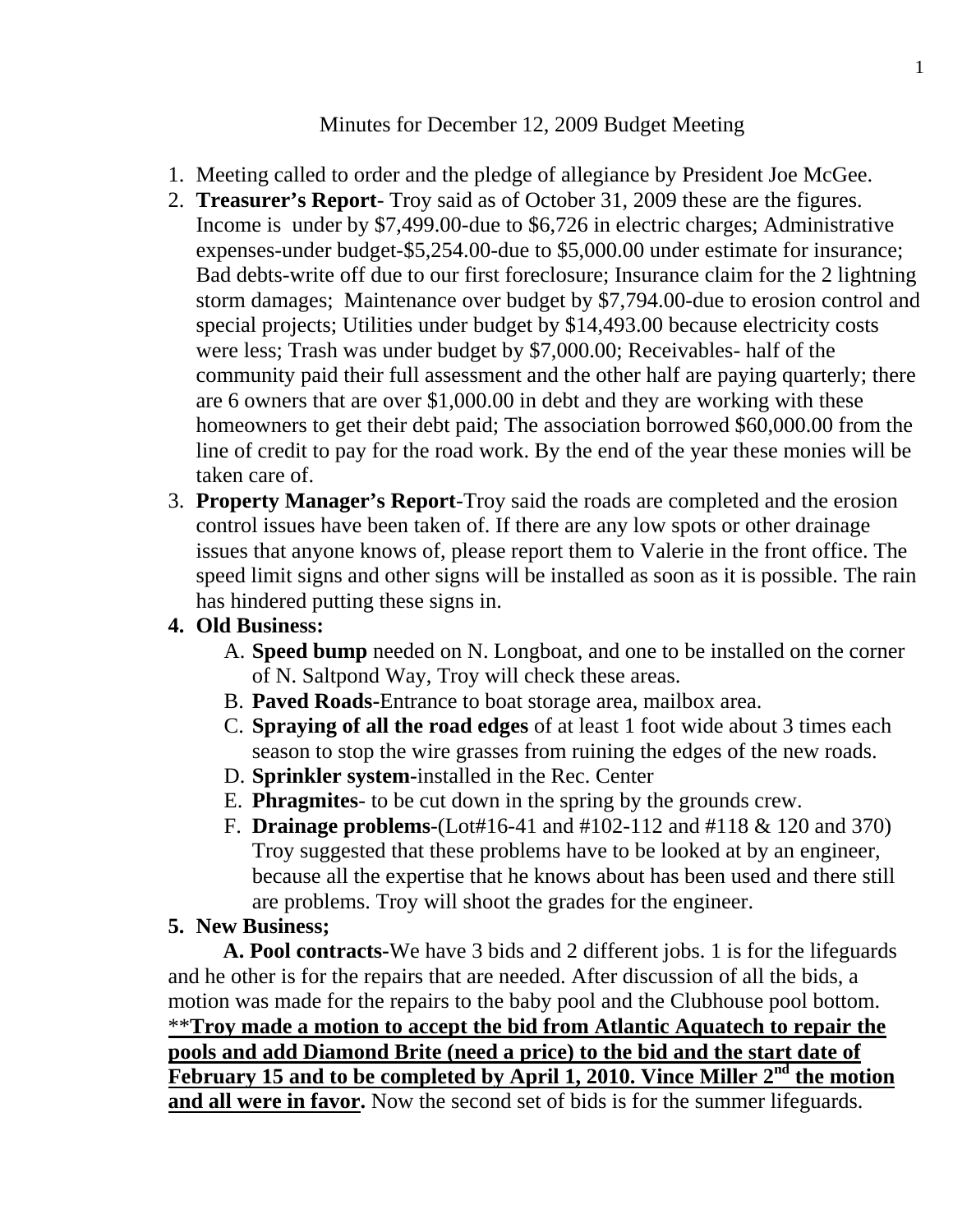Minutes for December 12, 2009 Budget Meeting

1. Meeting called to order and the pledge of allegiance by President Joe McGee.
2. **Treasurer's Report**- Troy said as of October 31, 2009 these are the figures. Income is under by $7,499.00-due to $6,726 in electric charges; Administrative expenses-under budget-$5,254.00-due to $5,000.00 under estimate for insurance; Bad debts-write off due to our first foreclosure; Insurance claim for the 2 lightning storm damages; Maintenance over budget by $7,794.00-due to erosion control and special projects; Utilities under budget by $14,493.00 because electricity costs were less; Trash was under budget by $7,000.00; Receivables- half of the community paid their full assessment and the other half are paying quarterly; there are 6 owners that are over $1,000.00 in debt and they are working with these homeowners to get their debt paid; The association borrowed $60,000.00 from the line of credit to pay for the road work. By the end of the year these monies will be taken care of.
3. **Property Manager's Report**-Troy said the roads are completed and the erosion control issues have been taken of. If there are any low spots or other drainage issues that anyone knows of, please report them to Valerie in the front office. The speed limit signs and other signs will be installed as soon as it is possible. The rain has hindered putting these signs in.
4. **Old Business:**
   - A. **Speed bump** needed on N. Longboat, and one to be installed on the corner of N. Saltpond Way, Troy will check these areas.
   - B. **Paved Roads-**Entrance to boat storage area, mailbox area.
   - C. **Spraying of all the road edges** of at least 1 foot wide about 3 times each season to stop the wire grasses from ruining the edges of the new roads.
   - D. **Sprinkler system-**installed in the Rec. Center
   - E. **Phragmites**- to be cut down in the spring by the grounds crew.
   - F. **Drainage problems**-(Lot#16-41 and #102-112 and #118 & 120 and 370) Troy suggested that these problems have to be looked at by an engineer, because all the expertise that he knows about has been used and there still are problems. Troy will shoot the grades for the engineer.
5. **New Business;**

**A. Pool contracts-**We have 3 bids and 2 different jobs. 1 is for the lifeguards and he other is for the repairs that are needed. After discussion of all the bids, a motion was made for the repairs to the baby pool and the Clubhouse pool bottom. **<u>Troy made a motion to accept the bid from Atlantic Aquatech to repair the pools and add Diamond Brite (need a price) to the bid and the start date of February 15 and to be completed by April 1, 2010. Vince Miller 2nd the motion and all were in favor</u>.** Now the second set of bids is for the summer lifeguards.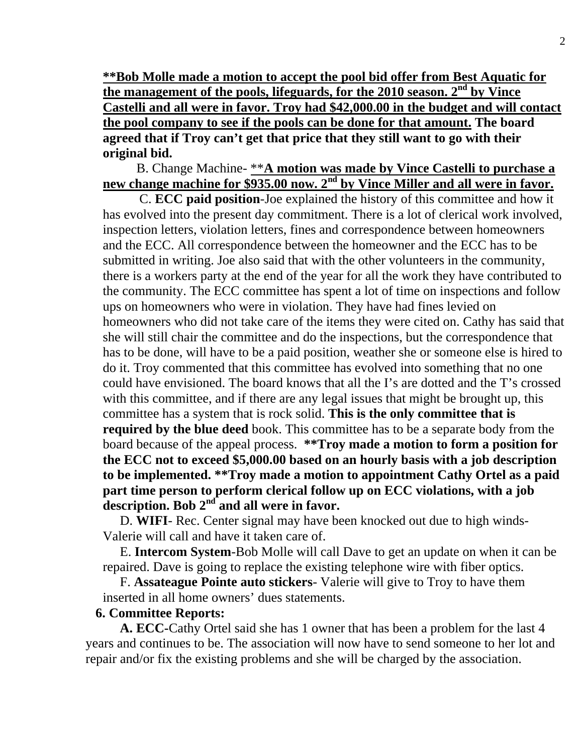**\*\*Bob Molle made a motion to accept the pool bid offer from Best Aquatic for the management of the pools, lifeguards, for the 2010 season. 2nd by Vince Castelli and all were in favor. Troy had $42,000.00 in the budget and will contact the pool company to see if the pools can be done for that amount. The board agreed that if Troy can't get that price that they still want to go with their original bid.**

B. Change Machine- \*\***A motion was made by Vince Castelli to purchase a new change machine for $935.00 now. 2nd by Vince Miller and all were in favor.**

C. **ECC paid position**-Joe explained the history of this committee and how it has evolved into the present day commitment. There is a lot of clerical work involved, inspection letters, violation letters, fines and correspondence between homeowners and the ECC. All correspondence between the homeowner and the ECC has to be submitted in writing. Joe also said that with the other volunteers in the community, there is a workers party at the end of the year for all the work they have contributed to the community. The ECC committee has spent a lot of time on inspections and follow ups on homeowners who were in violation. They have had fines levied on homeowners who did not take care of the items they were cited on. Cathy has said that she will still chair the committee and do the inspections, but the correspondence that has to be done, will have to be a paid position, weather she or someone else is hired to do it. Troy commented that this committee has evolved into something that no one could have envisioned. The board knows that all the I's are dotted and the T's crossed with this committee, and if there are any legal issues that might be brought up, this committee has a system that is rock solid. **This is the only committee that is required by the blue deed** book. This committee has to be a separate body from the board because of the appeal process. **\*\*Troy made a motion to form a position for the ECC not to exceed $5,000.00 based on an hourly basis with a job description to be implemented. \*\*Troy made a motion to appointment Cathy Ortel as a paid part time person to perform clerical follow up on ECC violations, with a job description. Bob 2nd and all were in favor.**

D. **WIFI**- Rec. Center signal may have been knocked out due to high winds- Valerie will call and have it taken care of.

E. **Intercom System**-Bob Molle will call Dave to get an update on when it can be repaired. Dave is going to replace the existing telephone wire with fiber optics.

F. **Assateague Pointe auto stickers**- Valerie will give to Troy to have them inserted in all home owners' dues statements.

**6. Committee Reports:**

**A. ECC-**Cathy Ortel said she has 1 owner that has been a problem for the last 4 years and continues to be. The association will now have to send someone to her lot and repair and/or fix the existing problems and she will be charged by the association.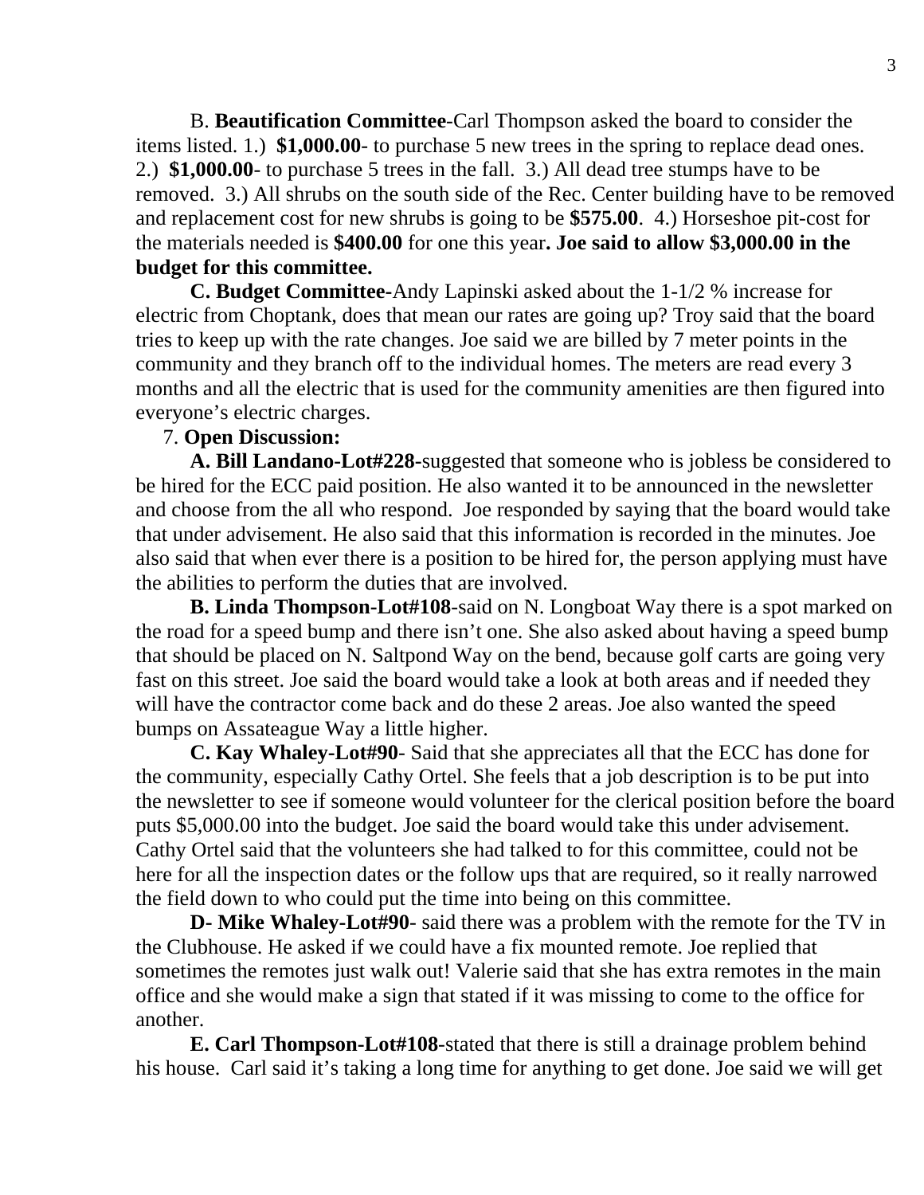B. **Beautification Committee**-Carl Thompson asked the board to consider the items listed. 1.) **$1,000.00**- to purchase 5 new trees in the spring to replace dead ones. 2.) **$1,000.00**- to purchase 5 trees in the fall. 3.) All dead tree stumps have to be removed. 3.) All shrubs on the south side of the Rec. Center building have to be removed and replacement cost for new shrubs is going to be **$575.00**. 4.) Horseshoe pit-cost for the materials needed is **$400.00** for one this year**. Joe said to allow $3,000.00 in the budget for this committee.**

**C. Budget Committee-**Andy Lapinski asked about the 1-1/2 % increase for electric from Choptank, does that mean our rates are going up? Troy said that the board tries to keep up with the rate changes. Joe said we are billed by 7 meter points in the community and they branch off to the individual homes. The meters are read every 3 months and all the electric that is used for the community amenities are then figured into everyone's electric charges.

7. **Open Discussion:**

**A. Bill Landano-Lot#228-**suggested that someone who is jobless be considered to be hired for the ECC paid position. He also wanted it to be announced in the newsletter and choose from the all who respond. Joe responded by saying that the board would take that under advisement. He also said that this information is recorded in the minutes. Joe also said that when ever there is a position to be hired for, the person applying must have the abilities to perform the duties that are involved.

**B. Linda Thompson-Lot#108**-said on N. Longboat Way there is a spot marked on the road for a speed bump and there isn't one. She also asked about having a speed bump that should be placed on N. Saltpond Way on the bend, because golf carts are going very fast on this street. Joe said the board would take a look at both areas and if needed they will have the contractor come back and do these 2 areas. Joe also wanted the speed bumps on Assateague Way a little higher.

**C. Kay Whaley-Lot#90**- Said that she appreciates all that the ECC has done for the community, especially Cathy Ortel. She feels that a job description is to be put into the newsletter to see if someone would volunteer for the clerical position before the board puts $5,000.00 into the budget. Joe said the board would take this under advisement. Cathy Ortel said that the volunteers she had talked to for this committee, could not be here for all the inspection dates or the follow ups that are required, so it really narrowed the field down to who could put the time into being on this committee.

**D- Mike Whaley-Lot#90**- said there was a problem with the remote for the TV in the Clubhouse. He asked if we could have a fix mounted remote. Joe replied that sometimes the remotes just walk out! Valerie said that she has extra remotes in the main office and she would make a sign that stated if it was missing to come to the office for another.

**E. Carl Thompson-Lot#108**-stated that there is still a drainage problem behind his house. Carl said it's taking a long time for anything to get done. Joe said we will get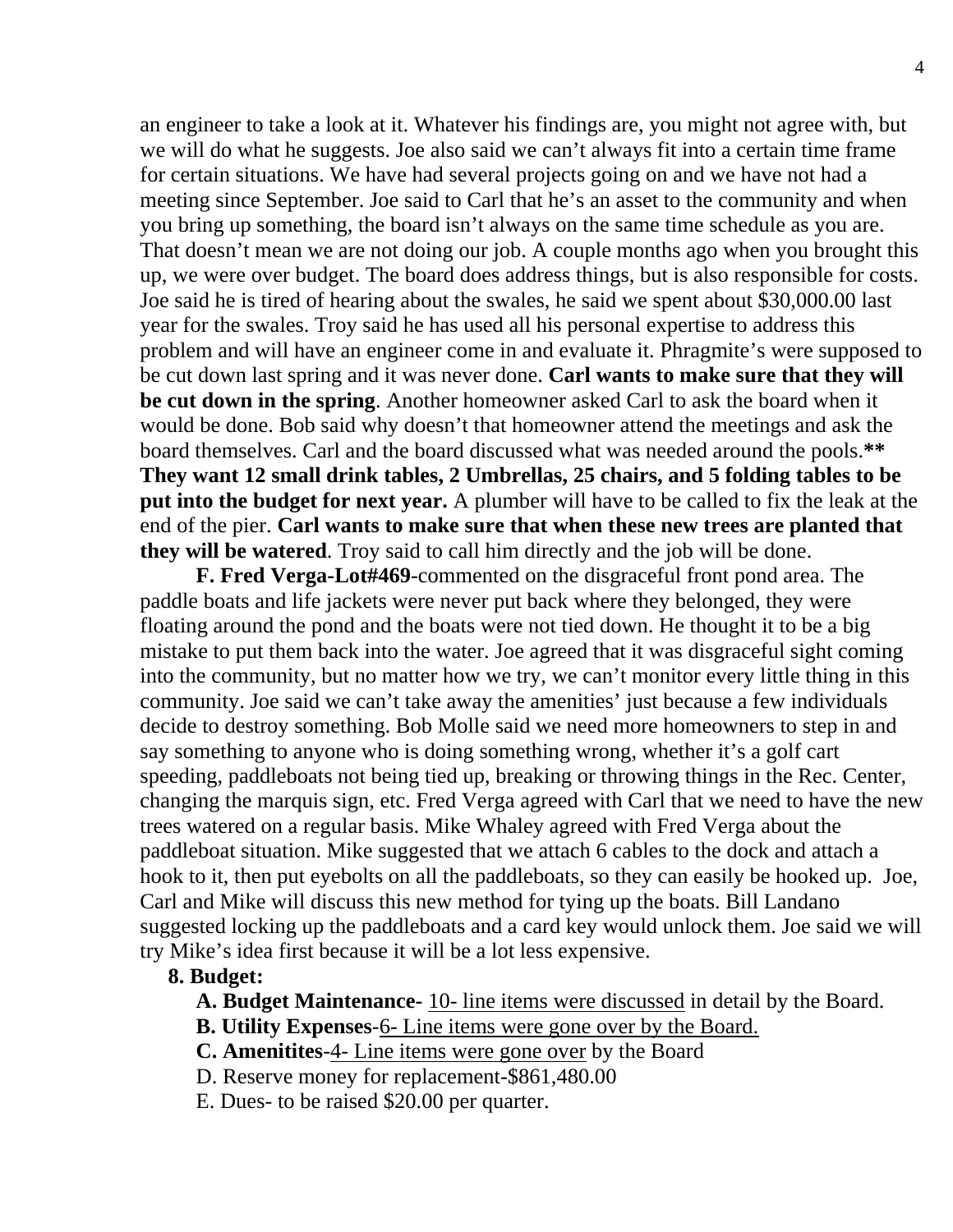an engineer to take a look at it. Whatever his findings are, you might not agree with, but we will do what he suggests. Joe also said we can't always fit into a certain time frame for certain situations. We have had several projects going on and we have not had a meeting since September. Joe said to Carl that he's an asset to the community and when you bring up something, the board isn't always on the same time schedule as you are. That doesn't mean we are not doing our job. A couple months ago when you brought this up, we were over budget. The board does address things, but is also responsible for costs. Joe said he is tired of hearing about the swales, he said we spent about $30,000.00 last year for the swales. Troy said he has used all his personal expertise to address this problem and will have an engineer come in and evaluate it. Phragmite's were supposed to be cut down last spring and it was never done. **Carl wants to make sure that they will be cut down in the spring**. Another homeowner asked Carl to ask the board when it would be done. Bob said why doesn't that homeowner attend the meetings and ask the board themselves. Carl and the board discussed what was needed around the pools.** **They want 12 small drink tables, 2 Umbrellas, 25 chairs, and 5 folding tables to be put into the budget for next year.** A plumber will have to be called to fix the leak at the end of the pier. **Carl wants to make sure that when these new trees are planted that they will be watered**. Troy said to call him directly and the job will be done.

**F. Fred Verga-Lot#469**-commented on the disgraceful front pond area. The paddle boats and life jackets were never put back where they belonged, they were floating around the pond and the boats were not tied down. He thought it to be a big mistake to put them back into the water. Joe agreed that it was disgraceful sight coming into the community, but no matter how we try, we can't monitor every little thing in this community. Joe said we can't take away the amenities' just because a few individuals decide to destroy something. Bob Molle said we need more homeowners to step in and say something to anyone who is doing something wrong, whether it's a golf cart speeding, paddleboats not being tied up, breaking or throwing things in the Rec. Center, changing the marquis sign, etc. Fred Verga agreed with Carl that we need to have the new trees watered on a regular basis. Mike Whaley agreed with Fred Verga about the paddleboat situation. Mike suggested that we attach 6 cables to the dock and attach a hook to it, then put eyebolts on all the paddleboats, so they can easily be hooked up. Joe, Carl and Mike will discuss this new method for tying up the boats. Bill Landano suggested locking up the paddleboats and a card key would unlock them. Joe said we will try Mike's idea first because it will be a lot less expensive.

**8. Budget:**

**A. Budget Maintenance-** <u>10- line items were discussed</u> in detail by the Board.

**B. Utility Expenses**-<u>6- Line items were gone over by the Board.</u>

**C. Amenitites**-<u>4- Line items were gone over</u> by the Board

D. Reserve money for replacement-$861,480.00

E. Dues- to be raised $20.00 per quarter.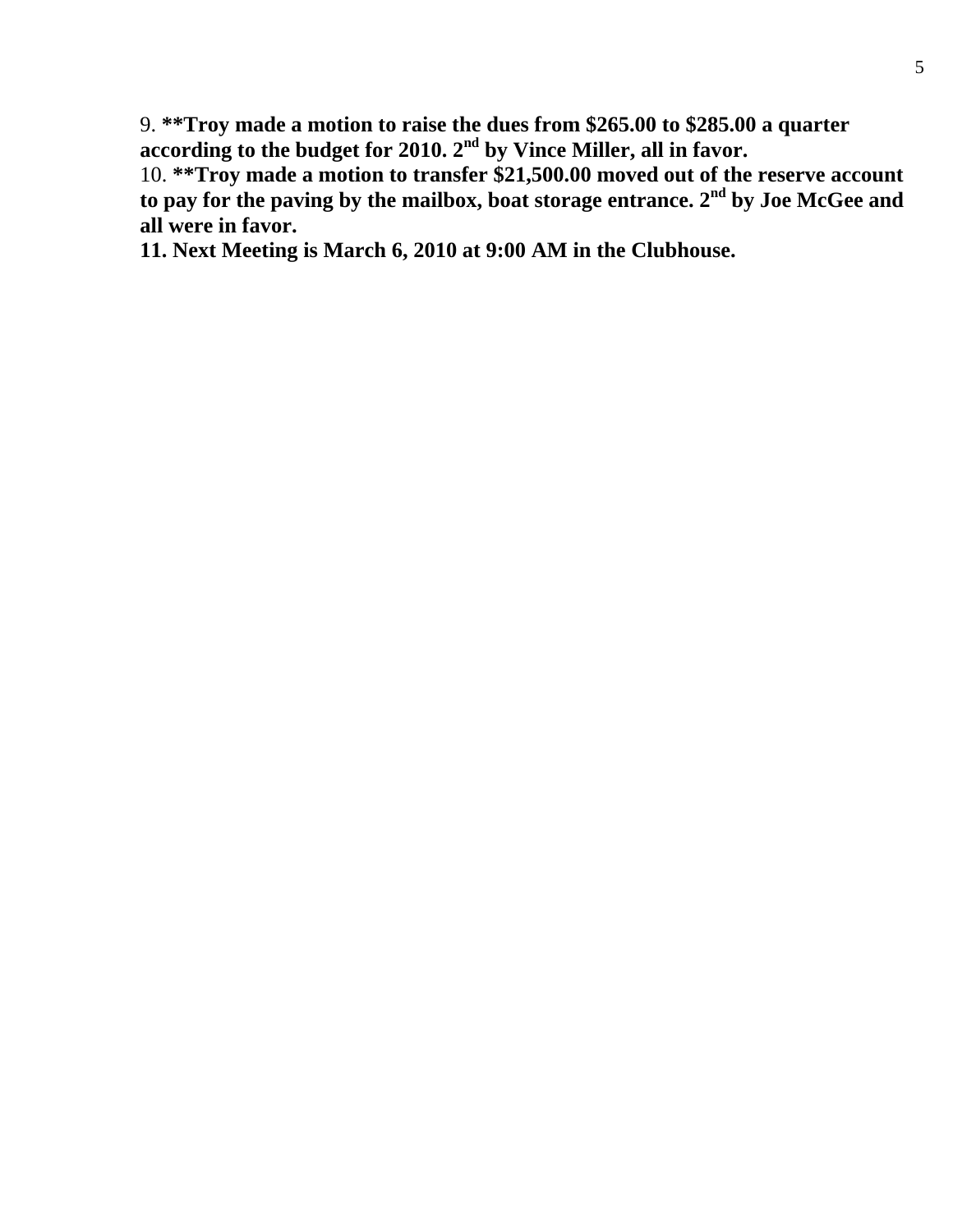9. **\*\*Troy made a motion to raise the dues from $265.00 to $285.00 a quarter according to the budget for 2010. 2nd by Vince Miller, all in favor.**

10. **\*\*Troy made a motion to transfer $21,500.00 moved out of the reserve account to pay for the paving by the mailbox, boat storage entrance. 2nd by Joe McGee and all were in favor.**

**11. Next Meeting is March 6, 2010 at 9:00 AM in the Clubhouse.**